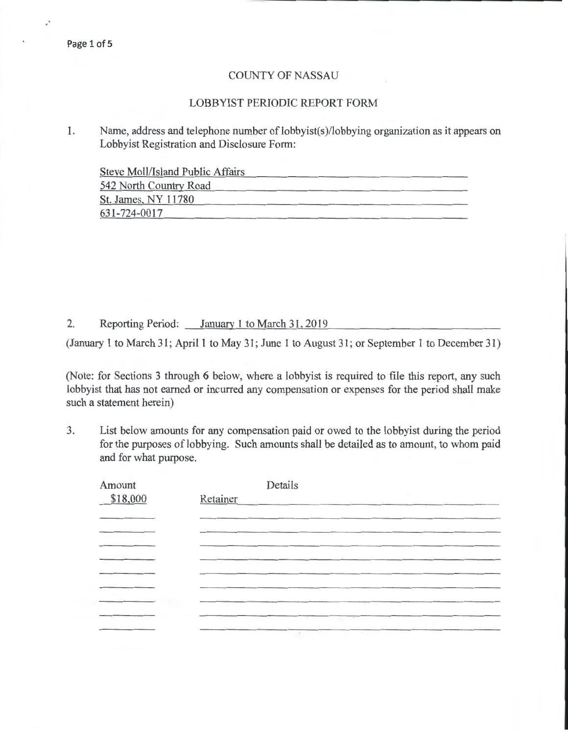COUNTY OF NASSAU

LOBBYIST PERIODIC REPORT FORM

1. Name, address and telephone number of lobbyist(s)/lobbying organization as it appears on Lobbyist Registration and Disclosure Form:

   Steve Moll/Island Public Affairs
   542 North Country Road
   St. James, NY 11780
   631-724-0017

2. Reporting Period: January 1 to March 31, 2019

(January 1 to March 31; April 1 to May 31; June 1 to August 31; or September 1 to December 31)

(Note: for Sections 3 through 6 below, where a lobbyist is required to file this report, any such lobbyist that has not earned or incurred any compensation or expenses for the period shall make such a statement herein)

3. List below amounts for any compensation paid or owed to the lobbyist during the period for the purposes of lobbying. Such amounts shall be detailed as to amount, to whom paid and for what purpose.

| Amount | Details |
| --- | --- |
| $18,000 | Retainer |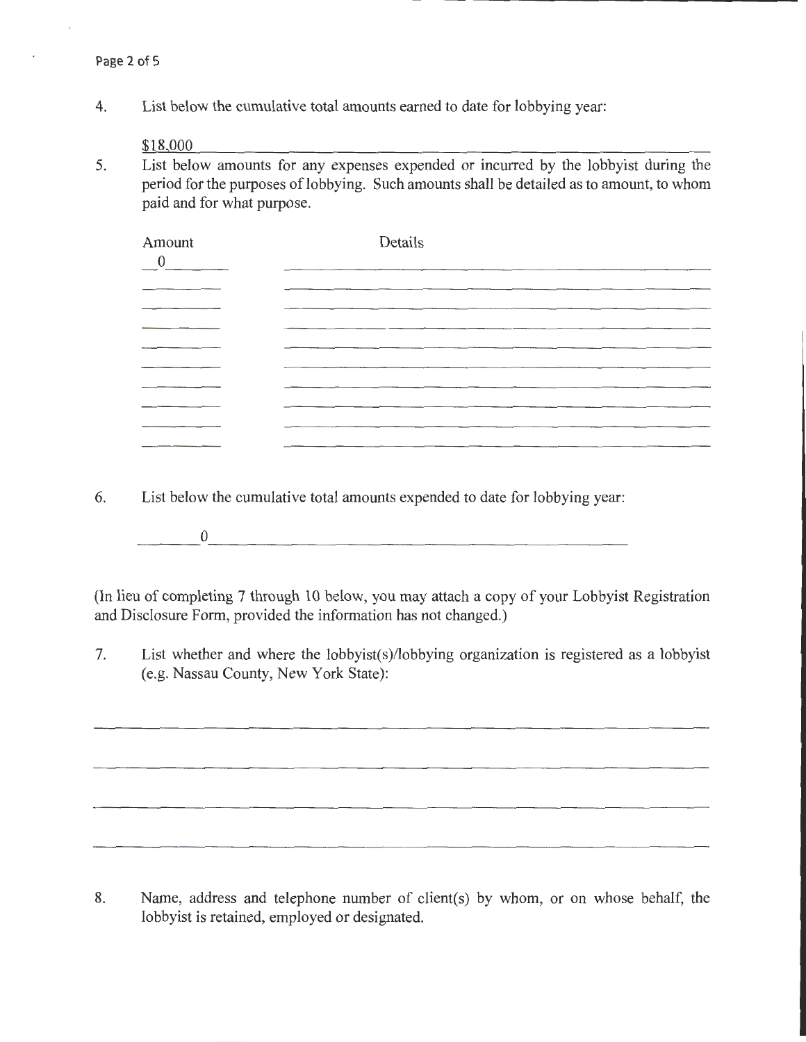4. List below the cumulative total amounts earned to date for lobbying year:

   $18,000

5. List below amounts for any expenses expended or incurred by the lobbyist during the period for the purposes of lobbying. Such amounts shall be detailed as to amount, to whom paid and for what purpose.

| Amount | Details |
| --- | --- |
| 0 | |
| | |
| | |
| | |
| | |
| | |
| | |
| | |
| | |
| | |

6. List below the cumulative total amounts expended to date for lobbying year:

   0

(In lieu of completing 7 through 10 below, you may attach a copy of your Lobbyist Registration and Disclosure Form, provided the information has not changed.)

7. List whether and where the lobbyist(s)/lobbying organization is registered as a lobbyist (e.g. Nassau County, New York State):

8. Name, address and telephone number of client(s) by whom, or on whose behalf, the lobbyist is retained, employed or designated.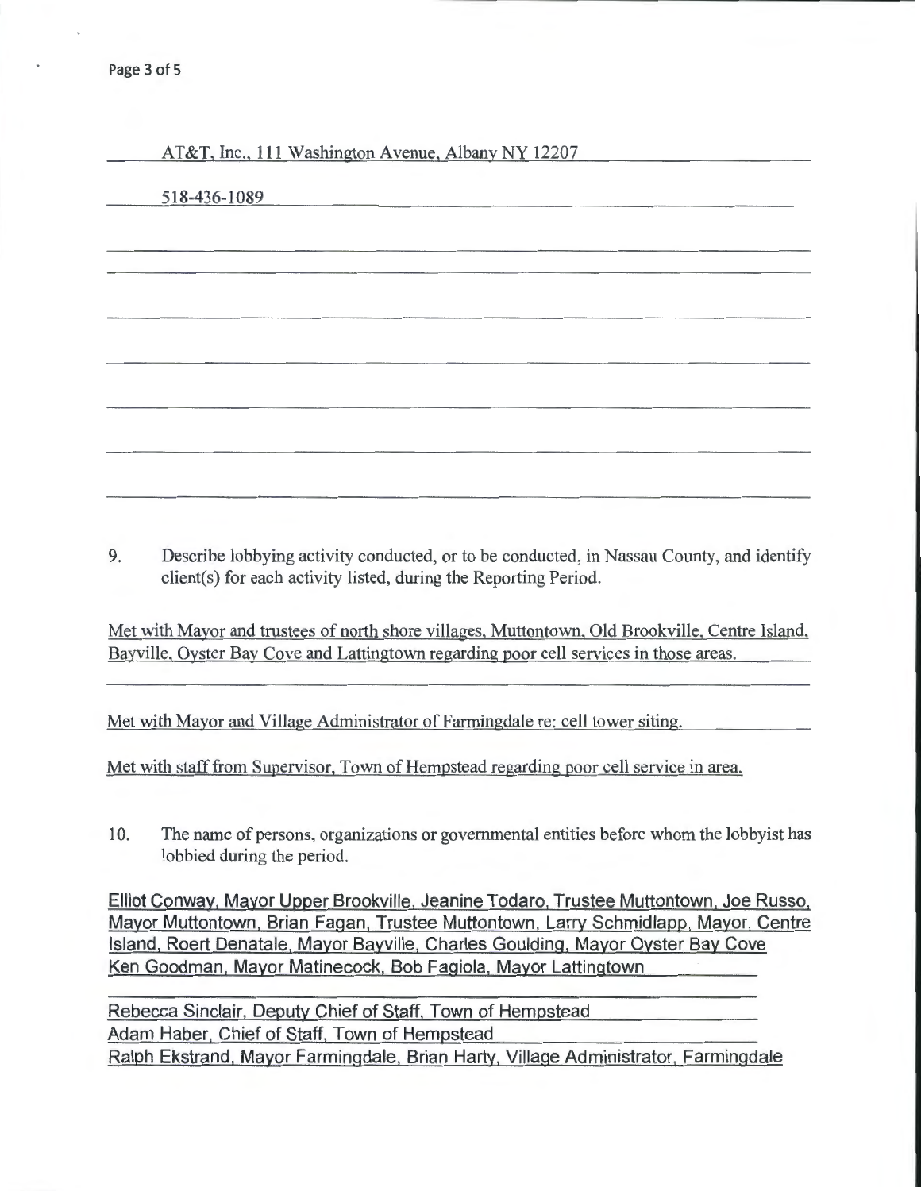AT&T, Inc., 111 Washington Avenue, Albany NY 12207

518-436-1089

9. Describe lobbying activity conducted, or to be conducted, in Nassau County, and identify client(s) for each activity listed, during the Reporting Period.

Met with Mayor and trustees of north shore villages, Muttontown, Old Brookville, Centre Island, Bayville, Oyster Bay Cove and Lattingtown regarding poor cell services in those areas.

Met with Mayor and Village Administrator of Farmingdale re: cell tower siting.

Met with staff from Supervisor, Town of Hempstead regarding poor cell service in area.

10. The name of persons, organizations or governmental entities before whom the lobbyist has lobbied during the period.

Elliot Conway, Mayor Upper Brookville, Jeanine Todaro, Trustee Muttontown, Joe Russo, Mayor Muttontown, Brian Fagan, Trustee Muttontown, Larry Schmidlapp, Mayor, Centre Island, Roert Denatale, Mayor Bayville, Charles Goulding, Mayor Oyster Bay Cove Ken Goodman, Mayor Matinecock, Bob Fagiola, Mayor Lattingtown

Rebecca Sinclair, Deputy Chief of Staff, Town of Hempstead
Adam Haber, Chief of Staff, Town of Hempstead
Ralph Ekstrand, Mayor Farmingdale, Brian Harty, Village Administrator, Farmingdale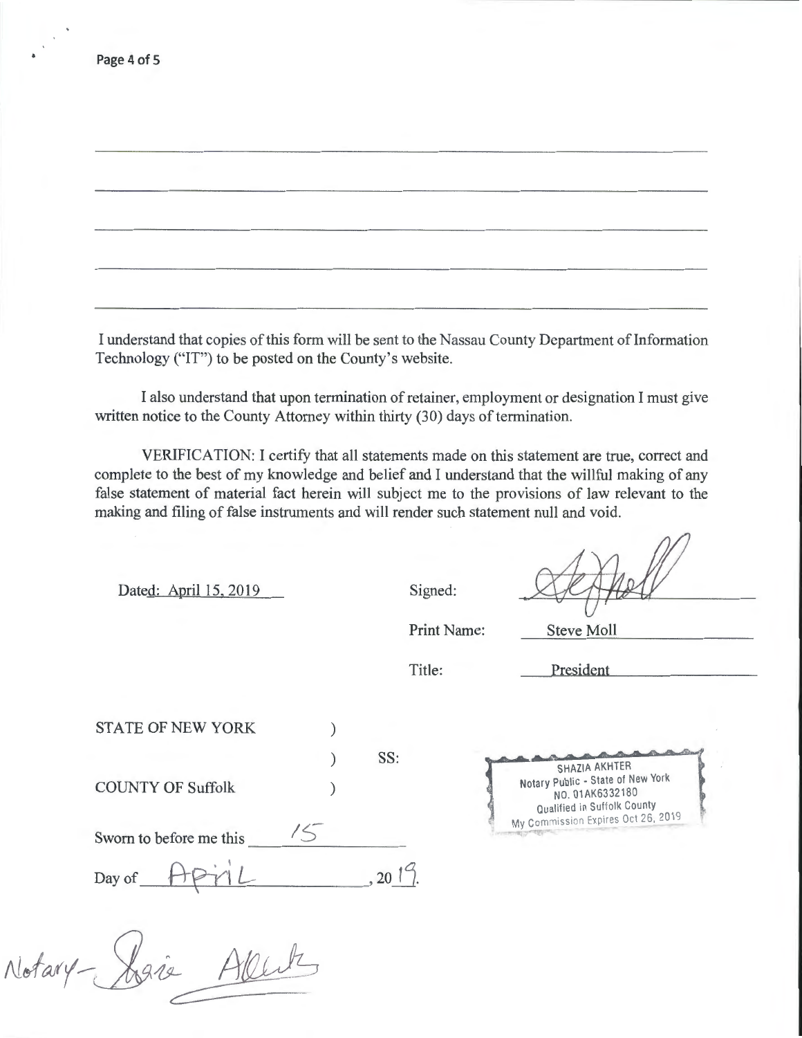I understand that copies of this form will be sent to the Nassau County Department of Information Technology ("IT") to be posted on the County's website.

I also understand that upon termination of retainer, employment or designation I must give written notice to the County Attorney within thirty (30) days of termination.

VERIFICATION: I certify that all statements made on this statement are true, correct and complete to the best of my knowledge and belief and I understand that the willful making of any false statement of material fact herein will subject me to the provisions of law relevant to the making and filing of false instruments and will render such statement null and void.

Dated: April 15, 2019

Signed: [signature]

Print Name: Steve Moll

Title: President

STATE OF NEW YORK )
) SS:
COUNTY OF Suffolk )

Sworn to before me this 15

Day of April, 2019.

SHAZIA AKHTER
Notary Public - State of New York
NO. 01AK6332180
Qualified in Suffolk County
My Commission Expires Oct 26, 2019

Notary - [signature]